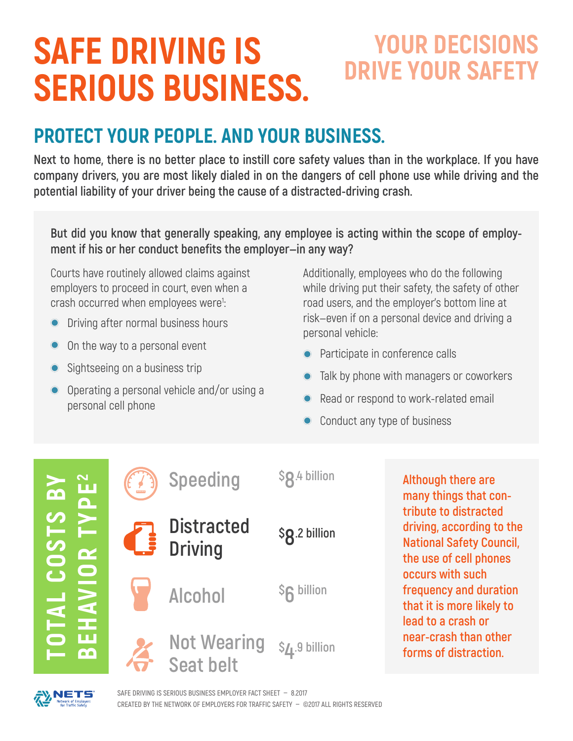# SAFE DRIVING IS SERIOUS BUSINESS.

## YOUR DECISIONS DRIVE YOUR SAFETY

## PROTECT YOUR PEOPLE. AND YOUR BUSINESS.

**Next to home, there is no better place to instill core safety values than in the workplace. If you have company drivers, you are most likely dialed in on the dangers of cell phone use while driving and the potential liability of your driver being the cause of a distracted-driving crash.**

**But did you know that generally speaking, any employee is acting within the scope of employment if his or her conduct benefits the employer—in any way?**

Courts have routinely allowed claims against employers to proceed in court, even when a crash occurred when employees were[1]:

- Driving after normal business hours
- On the way to a personal event
- Sightseeing on a business trip
- Operating a personal vehicle and/or using a personal cell phone

Additionally, employees who do the following while driving put their safety, the safety of other road users, and the employer's bottom line at risk—even if on a personal device and driving a personal vehicle:

- Participate in conference calls
- Talk by phone with managers or coworkers
- Read or respond to work-related email
- Conduct any type of business

### TOTAL COSTS BY BEHAVIOR TYPE[2]

| Behavior | Cost |
|---|---|
| Speeding | $8.4 billion |
| Distracted Driving | $8.2 billion |
| Alcohol | $6 billion |
| Not Wearing Seat belt | $4.9 billion |

Although there are many things that contribute to distracted driving, according to the National Safety Council, the use of cell phones occurs with such frequency and duration that it is more likely to lead to a crash or near-crash than other forms of distraction.

SAFE DRIVING IS SERIOUS BUSINESS EMPLOYER FACT SHEET – 8.2017
CREATED BY THE NETWORK OF EMPLOYERS FOR TRAFFIC SAFETY – ©2017 ALL RIGHTS RESERVED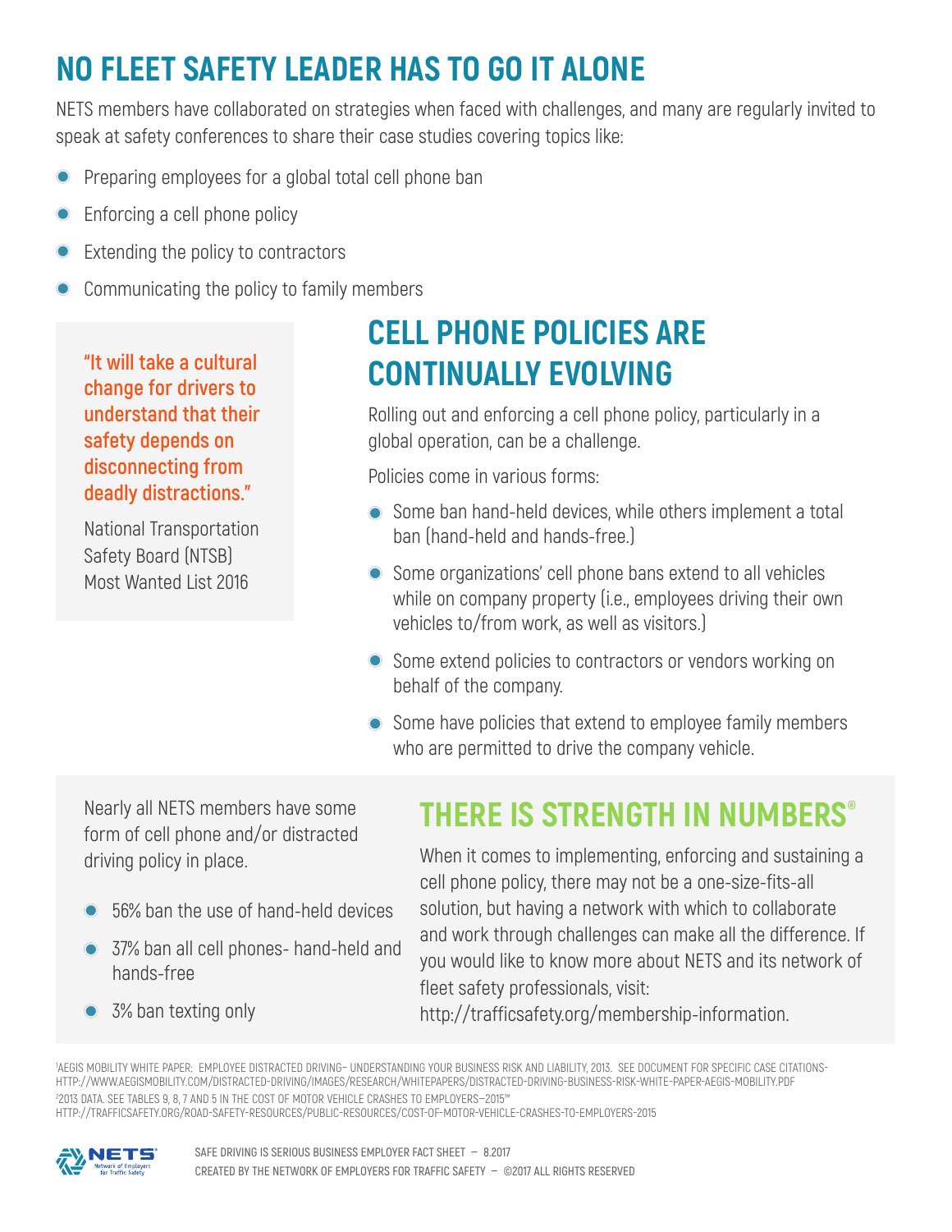# NO FLEET SAFETY LEADER HAS TO GO IT ALONE

NETS members have collaborated on strategies when faced with challenges, and many are regularly invited to speak at safety conferences to share their case studies covering topics like:

- Preparing employees for a global total cell phone ban
- Enforcing a cell phone policy
- Extending the policy to contractors
- Communicating the policy to family members

> **"It will take a cultural change for drivers to understand that their safety depends on disconnecting from deadly distractions."**
>
> National Transportation Safety Board (NTSB) Most Wanted List 2016

## CELL PHONE POLICIES ARE CONTINUALLY EVOLVING

Rolling out and enforcing a cell phone policy, particularly in a global operation, can be a challenge.

Policies come in various forms:

- Some ban hand-held devices, while others implement a total ban (hand-held and hands-free.)
- Some organizations' cell phone bans extend to all vehicles while on company property (i.e., employees driving their own vehicles to/from work, as well as visitors.)
- Some extend policies to contractors or vendors working on behalf of the company.
- Some have policies that extend to employee family members who are permitted to drive the company vehicle.

Nearly all NETS members have some form of cell phone and/or distracted driving policy in place.

- 56% ban the use of hand-held devices
- 37% ban all cell phones- hand-held and hands-free
- 3% ban texting only

## THERE IS STRENGTH IN NUMBERS®

When it comes to implementing, enforcing and sustaining a cell phone policy, there may not be a one-size-fits-all solution, but having a network with which to collaborate and work through challenges can make all the difference. If you would like to know more about NETS and its network of fleet safety professionals, visit: http://trafficsafety.org/membership-information.

[1]AEGIS MOBILITY WHITE PAPER: EMPLOYEE DISTRACTED DRIVING– UNDERSTANDING YOUR BUSINESS RISK AND LIABILITY, 2013. SEE DOCUMENT FOR SPECIFIC CASE CITATIONS- HTTP://WWW.AEGISMOBILITY.COM/DISTRACTED-DRIVING/IMAGES/RESEARCH/WHITEPAPERS/DISTRACTED-DRIVING-BUSINESS-RISK-WHITE-PAPER-AEGIS-MOBILITY.PDF

[2]2013 DATA. SEE TABLES 9, 8, 7 AND 5 IN THE COST OF MOTOR VEHICLE CRASHES TO EMPLOYERS–2015™ HTTP://TRAFFICSAFETY.ORG/ROAD-SAFETY-RESOURCES/PUBLIC-RESOURCES/COST-OF-MOTOR-VEHICLE-CRASHES-TO-EMPLOYERS-2015

SAFE DRIVING IS SERIOUS BUSINESS EMPLOYER FACT SHEET – 8.2017

CREATED BY THE NETWORK OF EMPLOYERS FOR TRAFFIC SAFETY – ©2017 ALL RIGHTS RESERVED